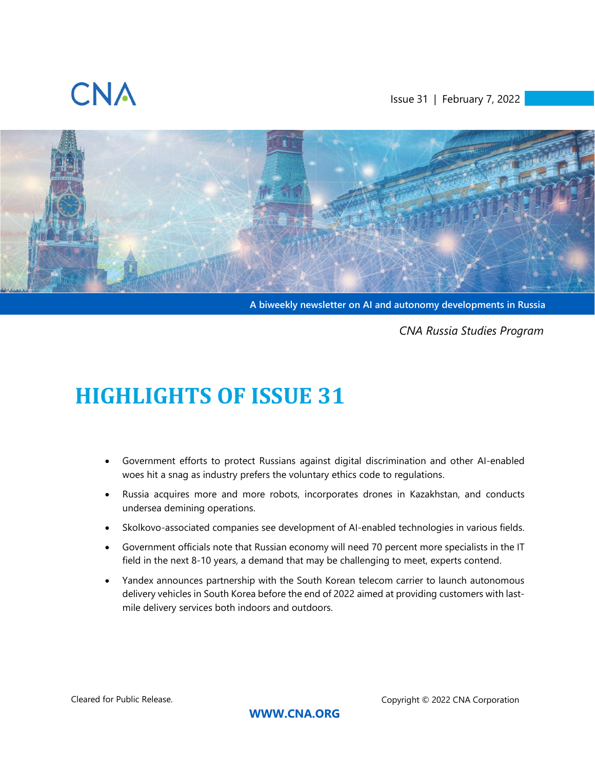CNA

Issue 31 | February 7, 2022

A biweekly newsletter on AI and autonomy developments in Russia

*CNA Russia Studies Program*

# HIGHLIGHTS OF ISSUE 31

- Government efforts to protect Russians against digital discrimination and other AI-enabled woes hit a snag as industry prefers the voluntary ethics code to regulations.
- Russia acquires more and more robots, incorporates drones in Kazakhstan, and conducts undersea demining operations.
- Skolkovo-associated companies see development of AI-enabled technologies in various fields.
- Government officials note that Russian economy will need 70 percent more specialists in the IT field in the next 8-10 years, a demand that may be challenging to meet, experts contend.
- Yandex announces partnership with the South Korean telecom carrier to launch autonomous delivery vehicles in South Korea before the end of 2022 aimed at providing customers with last-mile delivery services both indoors and outdoors.

Cleared for Public Release.

Copyright © 2022 CNA Corporation

**WWW.CNA.ORG**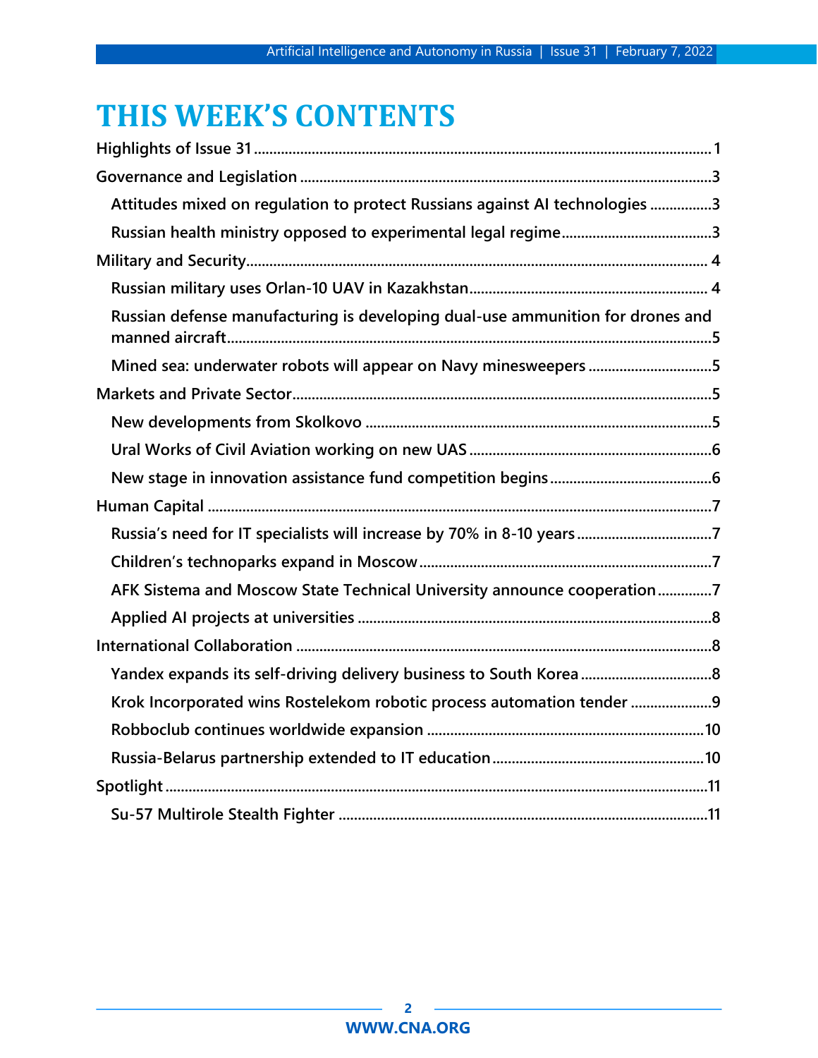# THIS WEEK'S CONTENTS

Highlights of Issue 31 ..... 1

Governance and Legislation ..... 3

- Attitudes mixed on regulation to protect Russians against AI technologies ..... 3
- Russian health ministry opposed to experimental legal regime ..... 3

Military and Security ..... 4

- Russian military uses Orlan-10 UAV in Kazakhstan ..... 4
- Russian defense manufacturing is developing dual-use ammunition for drones and manned aircraft ..... 5
- Mined sea: underwater robots will appear on Navy minesweepers ..... 5

Markets and Private Sector ..... 5

- New developments from Skolkovo ..... 5
- Ural Works of Civil Aviation working on new UAS ..... 6
- New stage in innovation assistance fund competition begins ..... 6

Human Capital ..... 7

- Russia's need for IT specialists will increase by 70% in 8-10 years ..... 7
- Children's technoparks expand in Moscow ..... 7
- AFK Sistema and Moscow State Technical University announce cooperation ..... 7
- Applied AI projects at universities ..... 8

International Collaboration ..... 8

- Yandex expands its self-driving delivery business to South Korea ..... 8
- Krok Incorporated wins Rostelekom robotic process automation tender ..... 9
- Robboclub continues worldwide expansion ..... 10
- Russia-Belarus partnership extended to IT education ..... 10

Spotlight ..... 11

- Su-57 Multirole Stealth Fighter ..... 11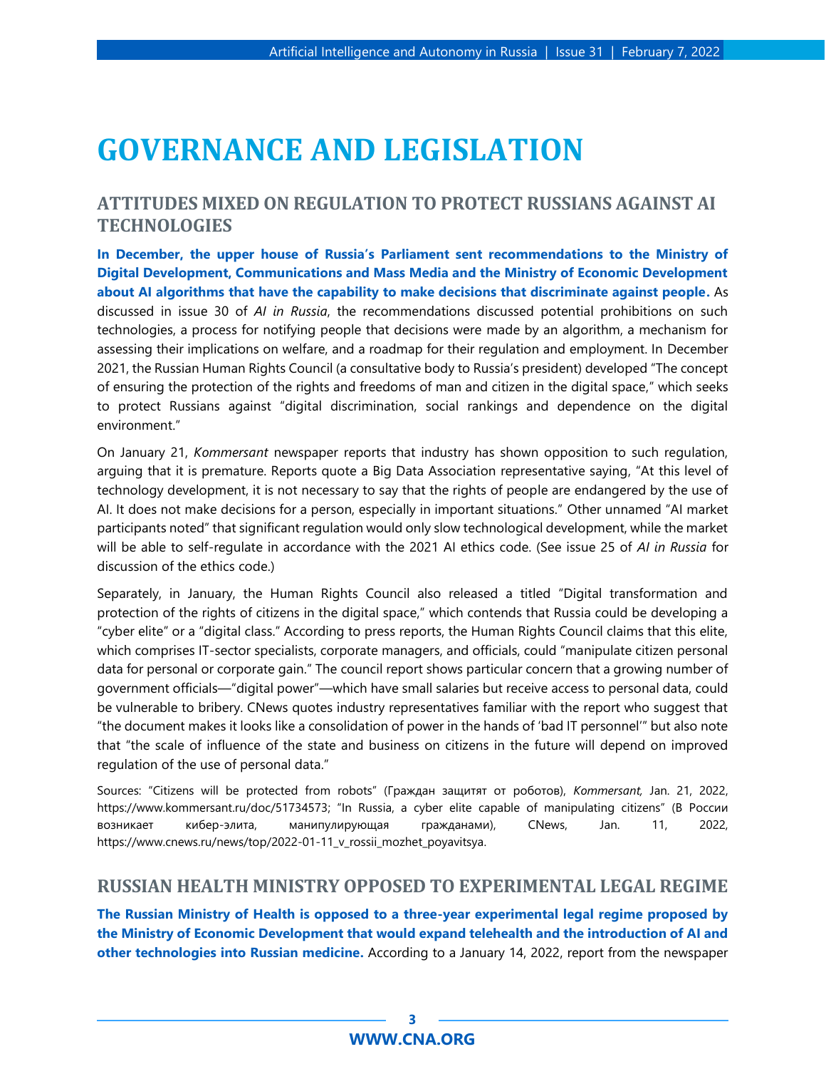# GOVERNANCE AND LEGISLATION

## ATTITUDES MIXED ON REGULATION TO PROTECT RUSSIANS AGAINST AI TECHNOLOGIES

**In December, the upper house of Russia's Parliament sent recommendations to the Ministry of Digital Development, Communications and Mass Media and the Ministry of Economic Development about AI algorithms that have the capability to make decisions that discriminate against people.** As discussed in issue 30 of *AI in Russia*, the recommendations discussed potential prohibitions on such technologies, a process for notifying people that decisions were made by an algorithm, a mechanism for assessing their implications on welfare, and a roadmap for their regulation and employment. In December 2021, the Russian Human Rights Council (a consultative body to Russia's president) developed "The concept of ensuring the protection of the rights and freedoms of man and citizen in the digital space," which seeks to protect Russians against "digital discrimination, social rankings and dependence on the digital environment."

On January 21, *Kommersant* newspaper reports that industry has shown opposition to such regulation, arguing that it is premature. Reports quote a Big Data Association representative saying, "At this level of technology development, it is not necessary to say that the rights of people are endangered by the use of AI. It does not make decisions for a person, especially in important situations." Other unnamed "AI market participants noted" that significant regulation would only slow technological development, while the market will be able to self-regulate in accordance with the 2021 AI ethics code. (See issue 25 of *AI in Russia* for discussion of the ethics code.)

Separately, in January, the Human Rights Council also released a titled "Digital transformation and protection of the rights of citizens in the digital space," which contends that Russia could be developing a "cyber elite" or a "digital class." According to press reports, the Human Rights Council claims that this elite, which comprises IT-sector specialists, corporate managers, and officials, could "manipulate citizen personal data for personal or corporate gain." The council report shows particular concern that a growing number of government officials—"digital power"—which have small salaries but receive access to personal data, could be vulnerable to bribery. CNews quotes industry representatives familiar with the report who suggest that "the document makes it looks like a consolidation of power in the hands of 'bad IT personnel'" but also note that "the scale of influence of the state and business on citizens in the future will depend on improved regulation of the use of personal data."

Sources: "Citizens will be protected from robots" (Граждан защитят от роботов), *Kommersant,* Jan. 21, 2022, https://www.kommersant.ru/doc/51734573; "In Russia, a cyber elite capable of manipulating citizens" (В России возникает кибер-элита, манипулирующая гражданами), CNews, Jan. 11, 2022, https://www.cnews.ru/news/top/2022-01-11_v_rossii_mozhet_poyavitsya.

## RUSSIAN HEALTH MINISTRY OPPOSED TO EXPERIMENTAL LEGAL REGIME

**The Russian Ministry of Health is opposed to a three-year experimental legal regime proposed by the Ministry of Economic Development that would expand telehealth and the introduction of AI and other technologies into Russian medicine.** According to a January 14, 2022, report from the newspaper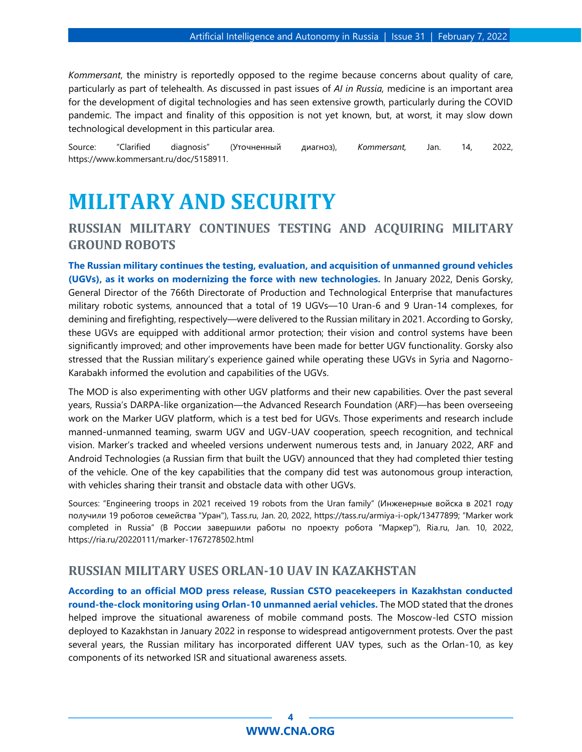*Kommersant*, the ministry is reportedly opposed to the regime because concerns about quality of care, particularly as part of telehealth. As discussed in past issues of *AI in Russia,* medicine is an important area for the development of digital technologies and has seen extensive growth, particularly during the COVID pandemic. The impact and finality of this opposition is not yet known, but, at worst, it may slow down technological development in this particular area.

Source: "Clarified diagnosis" (Уточненный диагноз), *Kommersant,* Jan. 14, 2022, https://www.kommersant.ru/doc/5158911.

# MILITARY AND SECURITY

## RUSSIAN MILITARY CONTINUES TESTING AND ACQUIRING MILITARY GROUND ROBOTS

**The Russian military continues the testing, evaluation, and acquisition of unmanned ground vehicles (UGVs), as it works on modernizing the force with new technologies.** In January 2022, Denis Gorsky, General Director of the 766th Directorate of Production and Technological Enterprise that manufactures military robotic systems, announced that a total of 19 UGVs—10 Uran-6 and 9 Uran-14 complexes, for demining and firefighting, respectively—were delivered to the Russian military in 2021. According to Gorsky, these UGVs are equipped with additional armor protection; their vision and control systems have been significantly improved; and other improvements have been made for better UGV functionality. Gorsky also stressed that the Russian military's experience gained while operating these UGVs in Syria and Nagorno-Karabakh informed the evolution and capabilities of the UGVs.

The MOD is also experimenting with other UGV platforms and their new capabilities. Over the past several years, Russia's DARPA-like organization—the Advanced Research Foundation (ARF)—has been overseeing work on the Marker UGV platform, which is a test bed for UGVs. Those experiments and research include manned-unmanned teaming, swarm UGV and UGV-UAV cooperation, speech recognition, and technical vision. Marker's tracked and wheeled versions underwent numerous tests and, in January 2022, ARF and Android Technologies (a Russian firm that built the UGV) announced that they had completed thier testing of the vehicle. One of the key capabilities that the company did test was autonomous group interaction, with vehicles sharing their transit and obstacle data with other UGVs.

Sources: "Engineering troops in 2021 received 19 robots from the Uran family" (Инженерные войска в 2021 году получили 19 роботов семейства "Уран"), Tass.ru, Jan. 20, 2022, https://tass.ru/armiya-i-opk/13477899; "Marker work completed in Russia" (В России завершили работы по проекту робота "Маркер"), Ria.ru, Jan. 10, 2022, https://ria.ru/20220111/marker-1767278502.html

## RUSSIAN MILITARY USES ORLAN-10 UAV IN KAZAKHSTAN

**According to an official MOD press release, Russian CSTO peacekeepers in Kazakhstan conducted round-the-clock monitoring using Orlan-10 unmanned aerial vehicles.** The MOD stated that the drones helped improve the situational awareness of mobile command posts. The Moscow-led CSTO mission deployed to Kazakhstan in January 2022 in response to widespread antigovernment protests. Over the past several years, the Russian military has incorporated different UAV types, such as the Orlan-10, as key components of its networked ISR and situational awareness assets.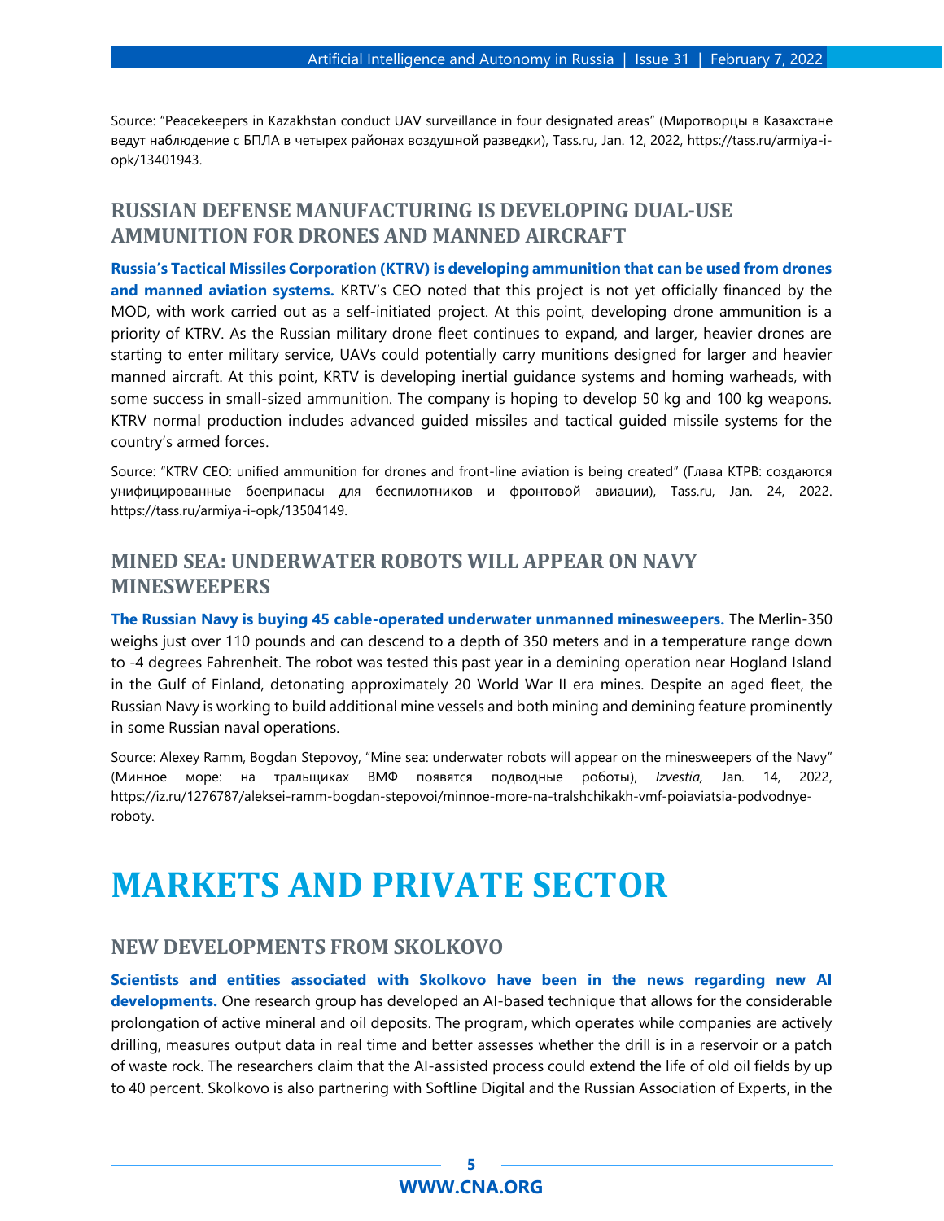Source: "Peacekeepers in Kazakhstan conduct UAV surveillance in four designated areas" (Миротворцы в Казахстане ведут наблюдение с БПЛА в четырех районах воздушной разведки), Tass.ru, Jan. 12, 2022, https://tass.ru/armiya-i-opk/13401943.

## RUSSIAN DEFENSE MANUFACTURING IS DEVELOPING DUAL-USE AMMUNITION FOR DRONES AND MANNED AIRCRAFT

**Russia's Tactical Missiles Corporation (KTRV) is developing ammunition that can be used from drones and manned aviation systems.** KRTV's CEO noted that this project is not yet officially financed by the MOD, with work carried out as a self-initiated project. At this point, developing drone ammunition is a priority of KTRV. As the Russian military drone fleet continues to expand, and larger, heavier drones are starting to enter military service, UAVs could potentially carry munitions designed for larger and heavier manned aircraft. At this point, KRTV is developing inertial guidance systems and homing warheads, with some success in small-sized ammunition. The company is hoping to develop 50 kg and 100 kg weapons. KTRV normal production includes advanced guided missiles and tactical guided missile systems for the country's armed forces.

Source: "KTRV CEO: unified ammunition for drones and front-line aviation is being created" (Глава КТРВ: создаются унифицированные боеприпасы для беспилотников и фронтовой авиации), Tass.ru, Jan. 24, 2022. https://tass.ru/armiya-i-opk/13504149.

## MINED SEA: UNDERWATER ROBOTS WILL APPEAR ON NAVY MINESWEEPERS

**The Russian Navy is buying 45 cable-operated underwater unmanned minesweepers.** The Merlin-350 weighs just over 110 pounds and can descend to a depth of 350 meters and in a temperature range down to -4 degrees Fahrenheit. The robot was tested this past year in a demining operation near Hogland Island in the Gulf of Finland, detonating approximately 20 World War II era mines. Despite an aged fleet, the Russian Navy is working to build additional mine vessels and both mining and demining feature prominently in some Russian naval operations.

Source: Alexey Ramm, Bogdan Stepovoy, "Mine sea: underwater robots will appear on the minesweepers of the Navy" (Минное море: на тральщиках ВМФ появятся подводные роботы), *Izvestia,* Jan. 14, 2022, https://iz.ru/1276787/aleksei-ramm-bogdan-stepovoi/minnoe-more-na-tralshchikakh-vmf-poiaviatsia-podvodnye-roboty.

# MARKETS AND PRIVATE SECTOR

## NEW DEVELOPMENTS FROM SKOLKOVO

**Scientists and entities associated with Skolkovo have been in the news regarding new AI developments.** One research group has developed an AI-based technique that allows for the considerable prolongation of active mineral and oil deposits. The program, which operates while companies are actively drilling, measures output data in real time and better assesses whether the drill is in a reservoir or a patch of waste rock. The researchers claim that the AI-assisted process could extend the life of old oil fields by up to 40 percent. Skolkovo is also partnering with Softline Digital and the Russian Association of Experts, in the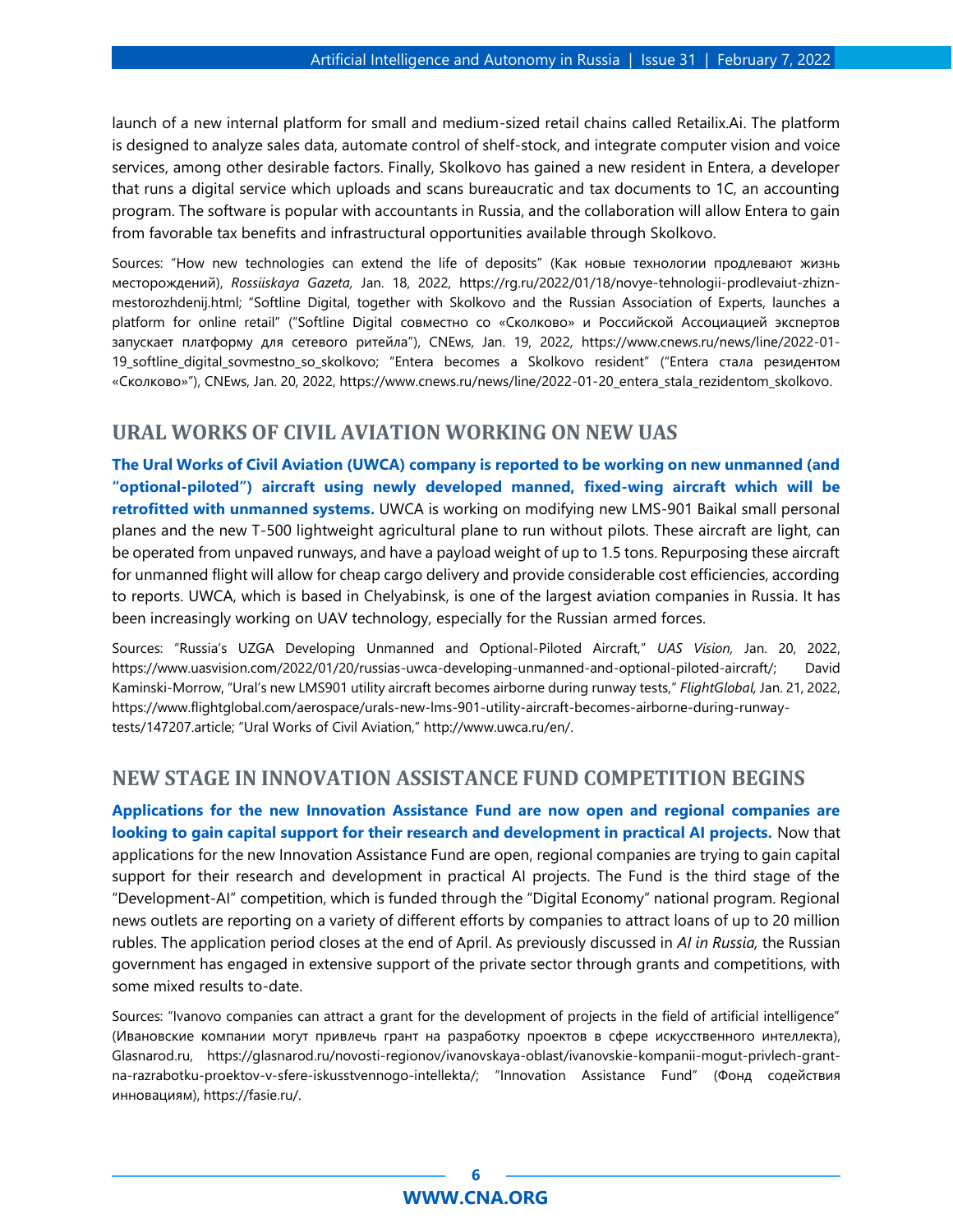launch of a new internal platform for small and medium-sized retail chains called Retailix.Ai. The platform is designed to analyze sales data, automate control of shelf-stock, and integrate computer vision and voice services, among other desirable factors. Finally, Skolkovo has gained a new resident in Entera, a developer that runs a digital service which uploads and scans bureaucratic and tax documents to 1C, an accounting program. The software is popular with accountants in Russia, and the collaboration will allow Entera to gain from favorable tax benefits and infrastructural opportunities available through Skolkovo.

Sources: "How new technologies can extend the life of deposits" (Как новые технологии продлевают жизнь месторождений), *Rossiiskaya Gazeta,* Jan. 18, 2022, https://rg.ru/2022/01/18/novye-tehnologii-prodlevaiut-zhizn-mestorozhdenij.html; "Softline Digital, together with Skolkovo and the Russian Association of Experts, launches a platform for online retail" ("Softline Digital совместно со «Сколково» и Российской Ассоциацией экспертов запускает платформу для сетевого ритейла"), CNEws, Jan. 19, 2022, https://www.cnews.ru/news/line/2022-01-19_softline_digital_sovmestno_so_skolkovo; "Entera becomes a Skolkovo resident" ("Entera стала резидентом «Сколково»"), CNEws, Jan. 20, 2022, https://www.cnews.ru/news/line/2022-01-20_entera_stala_rezidentom_skolkovo.

## URAL WORKS OF CIVIL AVIATION WORKING ON NEW UAS

**The Ural Works of Civil Aviation (UWCA) company is reported to be working on new unmanned (and "optional-piloted") aircraft using newly developed manned, fixed-wing aircraft which will be retrofitted with unmanned systems.** UWCA is working on modifying new LMS-901 Baikal small personal planes and the new T-500 lightweight agricultural plane to run without pilots. These aircraft are light, can be operated from unpaved runways, and have a payload weight of up to 1.5 tons. Repurposing these aircraft for unmanned flight will allow for cheap cargo delivery and provide considerable cost efficiencies, according to reports. UWCA, which is based in Chelyabinsk, is one of the largest aviation companies in Russia. It has been increasingly working on UAV technology, especially for the Russian armed forces.

Sources: "Russia's UZGA Developing Unmanned and Optional-Piloted Aircraft," *UAS Vision,* Jan. 20, 2022, https://www.uasvision.com/2022/01/20/russias-uwca-developing-unmanned-and-optional-piloted-aircraft/; David Kaminski-Morrow, "Ural's new LMS901 utility aircraft becomes airborne during runway tests," *FlightGlobal,* Jan. 21, 2022, https://www.flightglobal.com/aerospace/urals-new-lms-901-utility-aircraft-becomes-airborne-during-runway-tests/147207.article; "Ural Works of Civil Aviation," http://www.uwca.ru/en/.

## NEW STAGE IN INNOVATION ASSISTANCE FUND COMPETITION BEGINS

**Applications for the new Innovation Assistance Fund are now open and regional companies are looking to gain capital support for their research and development in practical AI projects.** Now that applications for the new Innovation Assistance Fund are open, regional companies are trying to gain capital support for their research and development in practical AI projects. The Fund is the third stage of the "Development-AI" competition, which is funded through the "Digital Economy" national program. Regional news outlets are reporting on a variety of different efforts by companies to attract loans of up to 20 million rubles. The application period closes at the end of April. As previously discussed in *AI in Russia,* the Russian government has engaged in extensive support of the private sector through grants and competitions, with some mixed results to-date.

Sources: "Ivanovo companies can attract a grant for the development of projects in the field of artificial intelligence" (Ивановские компании могут привлечь грант на разработку проектов в сфере искусственного интеллекта), Glasnarod.ru, https://glasnarod.ru/novosti-regionov/ivanovskaya-oblast/ivanovskie-kompanii-mogut-privlech-grant-na-razrabotku-proektov-v-sfere-iskusstvennogo-intellekta/; "Innovation Assistance Fund" (Фонд содействия инновациям), https://fasie.ru/.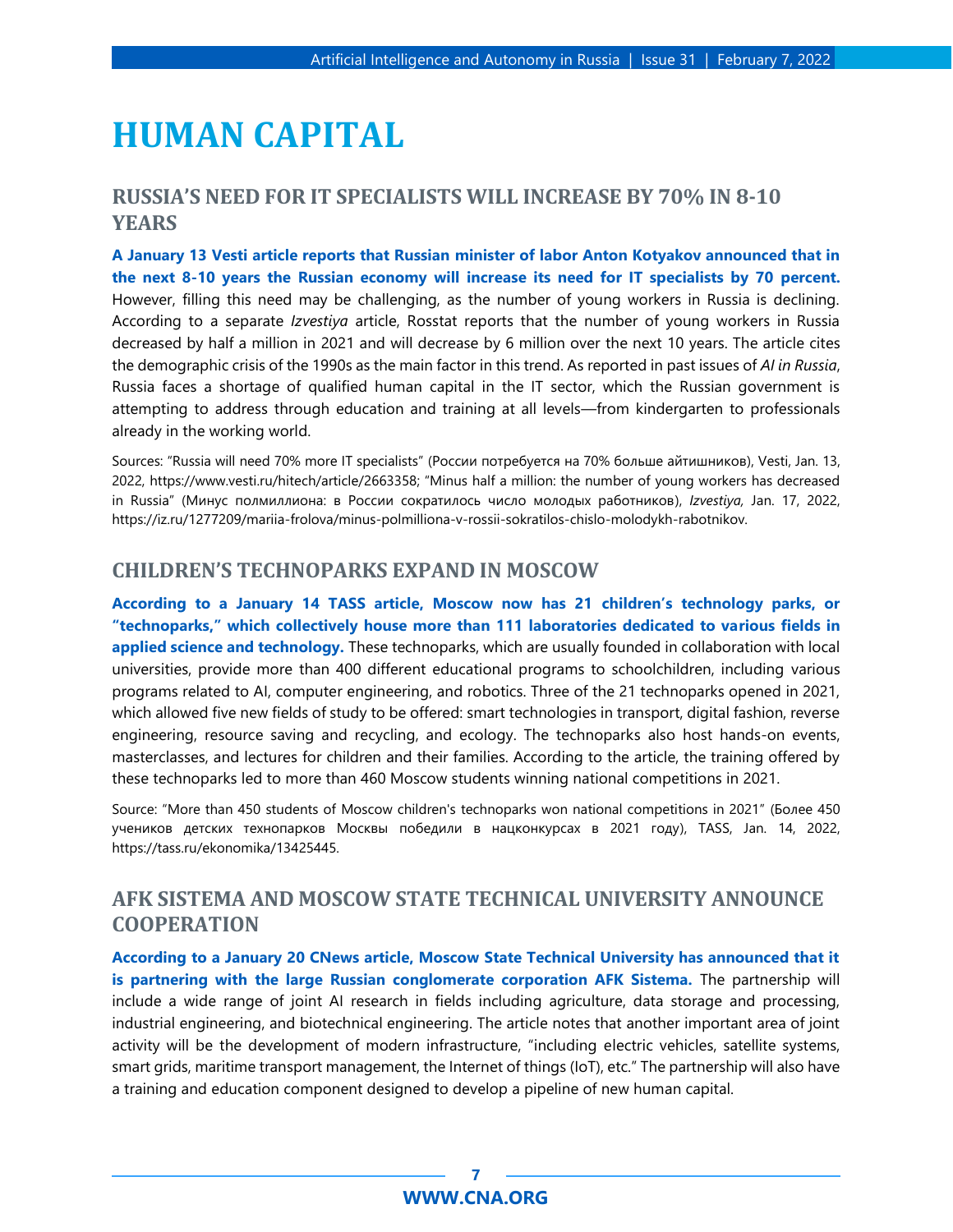# HUMAN CAPITAL

## RUSSIA'S NEED FOR IT SPECIALISTS WILL INCREASE BY 70% IN 8-10 YEARS

**A January 13 Vesti article reports that Russian minister of labor Anton Kotyakov announced that in the next 8-10 years the Russian economy will increase its need for IT specialists by 70 percent.** However, filling this need may be challenging, as the number of young workers in Russia is declining. According to a separate *Izvestiya* article, Rosstat reports that the number of young workers in Russia decreased by half a million in 2021 and will decrease by 6 million over the next 10 years. The article cites the demographic crisis of the 1990s as the main factor in this trend. As reported in past issues of *AI in Russia*, Russia faces a shortage of qualified human capital in the IT sector, which the Russian government is attempting to address through education and training at all levels—from kindergarten to professionals already in the working world.

Sources: "Russia will need 70% more IT specialists" (России потребуется на 70% больше айтишников), Vesti, Jan. 13, 2022, https://www.vesti.ru/hitech/article/2663358; "Minus half a million: the number of young workers has decreased in Russia" (Минус полмиллиона: в России сократилось число молодых работников), *Izvestiya,* Jan. 17, 2022, https://iz.ru/1277209/mariia-frolova/minus-polmilliona-v-rossii-sokratilos-chislo-molodykh-rabotnikov.

## CHILDREN'S TECHNOPARKS EXPAND IN MOSCOW

**According to a January 14 TASS article, Moscow now has 21 children's technology parks, or "technoparks," which collectively house more than 111 laboratories dedicated to various fields in applied science and technology.** These technoparks, which are usually founded in collaboration with local universities, provide more than 400 different educational programs to schoolchildren, including various programs related to AI, computer engineering, and robotics. Three of the 21 technoparks opened in 2021, which allowed five new fields of study to be offered: smart technologies in transport, digital fashion, reverse engineering, resource saving and recycling, and ecology. The technoparks also host hands-on events, masterclasses, and lectures for children and their families. According to the article, the training offered by these technoparks led to more than 460 Moscow students winning national competitions in 2021.

Source: "More than 450 students of Moscow children's technoparks won national competitions in 2021" (Более 450 учеников детских технопарков Москвы победили в нацконкурсах в 2021 году), TASS, Jan. 14, 2022, https://tass.ru/ekonomika/13425445.

## AFK SISTEMA AND MOSCOW STATE TECHNICAL UNIVERSITY ANNOUNCE COOPERATION

**According to a January 20 CNews article, Moscow State Technical University has announced that it is partnering with the large Russian conglomerate corporation AFK Sistema.** The partnership will include a wide range of joint AI research in fields including agriculture, data storage and processing, industrial engineering, and biotechnical engineering. The article notes that another important area of joint activity will be the development of modern infrastructure, "including electric vehicles, satellite systems, smart grids, maritime transport management, the Internet of things (IoT), etc." The partnership will also have a training and education component designed to develop a pipeline of new human capital.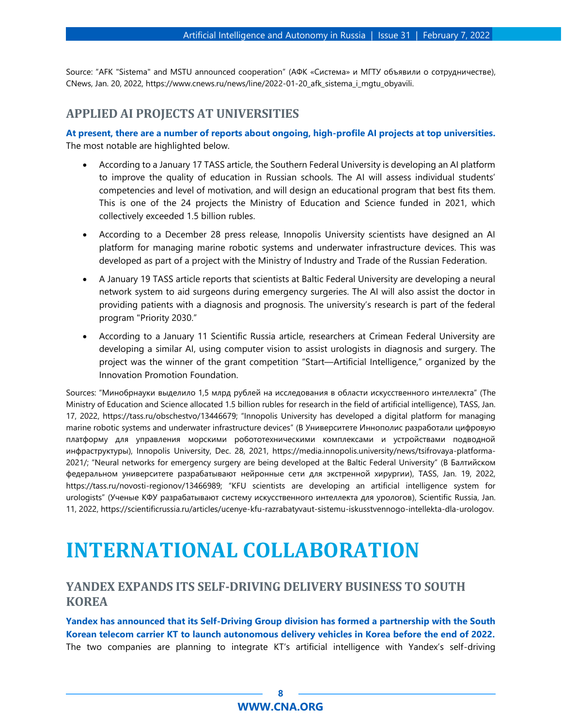Source: "AFK "Sistema" and MSTU announced cooperation" (АФК «Система» и МГТУ объявили о сотрудничестве), CNews, Jan. 20, 2022, https://www.cnews.ru/news/line/2022-01-20_afk_sistema_i_mgtu_obyavili.

### APPLIED AI PROJECTS AT UNIVERSITIES

**At present, there are a number of reports about ongoing, high-profile AI projects at top universities.** The most notable are highlighted below.

- According to a January 17 TASS article, the Southern Federal University is developing an AI platform to improve the quality of education in Russian schools. The AI will assess individual students' competencies and level of motivation, and will design an educational program that best fits them. This is one of the 24 projects the Ministry of Education and Science funded in 2021, which collectively exceeded 1.5 billion rubles.
- According to a December 28 press release, Innopolis University scientists have designed an AI platform for managing marine robotic systems and underwater infrastructure devices. This was developed as part of a project with the Ministry of Industry and Trade of the Russian Federation.
- A January 19 TASS article reports that scientists at Baltic Federal University are developing a neural network system to aid surgeons during emergency surgeries. The AI will also assist the doctor in providing patients with a diagnosis and prognosis. The university's research is part of the federal program "Priority 2030."
- According to a January 11 Scientific Russia article, researchers at Crimean Federal University are developing a similar AI, using computer vision to assist urologists in diagnosis and surgery. The project was the winner of the grant competition "Start—Artificial Intelligence," organized by the Innovation Promotion Foundation.

Sources: "Минобрнауки выделило 1,5 млрд рублей на исследования в области искусственного интеллекта" (The Ministry of Education and Science allocated 1.5 billion rubles for research in the field of artificial intelligence), TASS, Jan. 17, 2022, https://tass.ru/obschestvo/13446679; "Innopolis University has developed a digital platform for managing marine robotic systems and underwater infrastructure devices" (В Университете Иннополис разработали цифровую платформу для управления морскими робототехническими комплексами и устройствами подводной инфраструктуры), Innopolis University, Dec. 28, 2021, https://media.innopolis.university/news/tsifrovaya-platforma-2021/; "Neural networks for emergency surgery are being developed at the Baltic Federal University" (В Балтийском федеральном университете разрабатывают нейронные сети для экстренной хирургии), TASS, Jan. 19, 2022, https://tass.ru/novosti-regionov/13466989; "KFU scientists are developing an artificial intelligence system for urologists" (Ученые КФУ разрабатывают систему искусственного интеллекта для урологов), Scientific Russia, Jan. 11, 2022, https://scientificrussia.ru/articles/ucenye-kfu-razrabatyvaut-sistemu-iskusstvennogo-intellekta-dla-urologov.

# INTERNATIONAL COLLABORATION

### YANDEX EXPANDS ITS SELF-DRIVING DELIVERY BUSINESS TO SOUTH KOREA

**Yandex has announced that its Self-Driving Group division has formed a partnership with the South Korean telecom carrier KT to launch autonomous delivery vehicles in Korea before the end of 2022.** The two companies are planning to integrate KT's artificial intelligence with Yandex's self-driving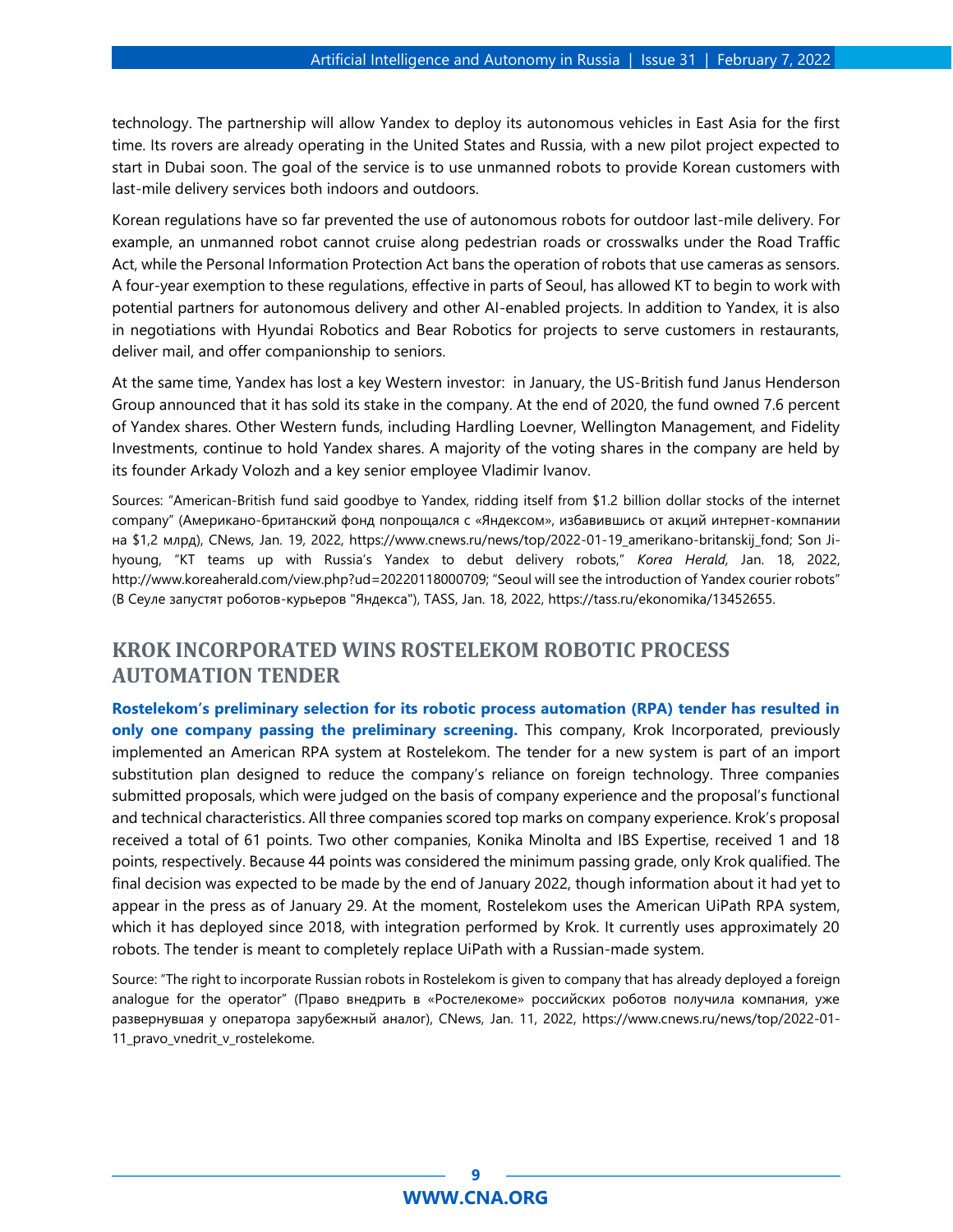technology. The partnership will allow Yandex to deploy its autonomous vehicles in East Asia for the first time. Its rovers are already operating in the United States and Russia, with a new pilot project expected to start in Dubai soon. The goal of the service is to use unmanned robots to provide Korean customers with last-mile delivery services both indoors and outdoors.

Korean regulations have so far prevented the use of autonomous robots for outdoor last-mile delivery. For example, an unmanned robot cannot cruise along pedestrian roads or crosswalks under the Road Traffic Act, while the Personal Information Protection Act bans the operation of robots that use cameras as sensors. A four-year exemption to these regulations, effective in parts of Seoul, has allowed KT to begin to work with potential partners for autonomous delivery and other AI-enabled projects. In addition to Yandex, it is also in negotiations with Hyundai Robotics and Bear Robotics for projects to serve customers in restaurants, deliver mail, and offer companionship to seniors.

At the same time, Yandex has lost a key Western investor: in January, the US-British fund Janus Henderson Group announced that it has sold its stake in the company. At the end of 2020, the fund owned 7.6 percent of Yandex shares. Other Western funds, including Hardling Loevner, Wellington Management, and Fidelity Investments, continue to hold Yandex shares. A majority of the voting shares in the company are held by its founder Arkady Volozh and a key senior employee Vladimir Ivanov.

Sources: "American-British fund said goodbye to Yandex, ridding itself from $1.2 billion dollar stocks of the internet company" (Американо-британский фонд попрощался с «Яндексом», избавившись от акций интернет-компании на $1,2 млрд), CNews, Jan. 19, 2022, https://www.cnews.ru/news/top/2022-01-19_amerikano-britanskij_fond; Son Ji-hyoung, "KT teams up with Russia's Yandex to debut delivery robots," *Korea Herald*, Jan. 18, 2022, http://www.koreaherald.com/view.php?ud=20220118000709; "Seoul will see the introduction of Yandex courier robots" (В Сеуле запустят роботов-курьеров "Яндекса"), TASS, Jan. 18, 2022, https://tass.ru/ekonomika/13452655.

## KROK INCORPORATED WINS ROSTELEKOM ROBOTIC PROCESS AUTOMATION TENDER

**Rostelekom's preliminary selection for its robotic process automation (RPA) tender has resulted in only one company passing the preliminary screening.** This company, Krok Incorporated, previously implemented an American RPA system at Rostelekom. The tender for a new system is part of an import substitution plan designed to reduce the company's reliance on foreign technology. Three companies submitted proposals, which were judged on the basis of company experience and the proposal's functional and technical characteristics. All three companies scored top marks on company experience. Krok's proposal received a total of 61 points. Two other companies, Konika Minolta and IBS Expertise, received 1 and 18 points, respectively. Because 44 points was considered the minimum passing grade, only Krok qualified. The final decision was expected to be made by the end of January 2022, though information about it had yet to appear in the press as of January 29. At the moment, Rostelekom uses the American UiPath RPA system, which it has deployed since 2018, with integration performed by Krok. It currently uses approximately 20 robots. The tender is meant to completely replace UiPath with a Russian-made system.

Source: "The right to incorporate Russian robots in Rostelekom is given to company that has already deployed a foreign analogue for the operator" (Право внедрить в «Ростелекоме» российских роботов получила компания, уже развернувшая у оператора зарубежный аналог), CNews, Jan. 11, 2022, https://www.cnews.ru/news/top/2022-01-11_pravo_vnedrit_v_rostelekome.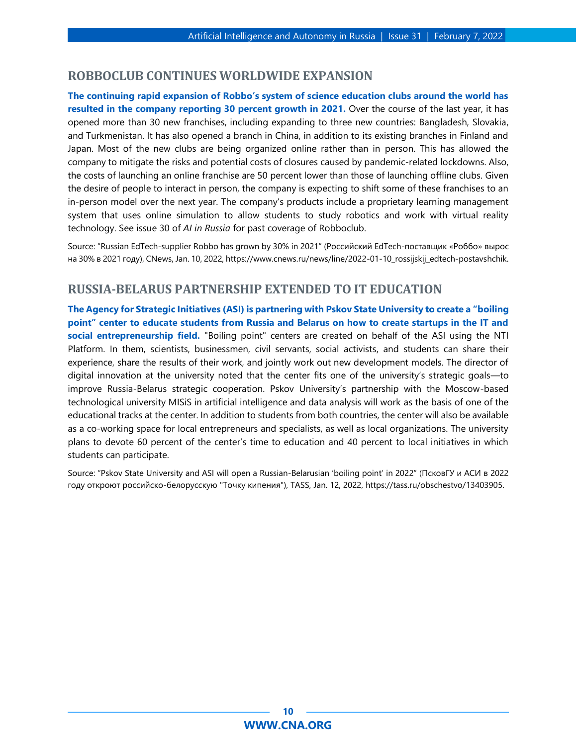## ROBBOCLUB CONTINUES WORLDWIDE EXPANSION

**The continuing rapid expansion of Robbo's system of science education clubs around the world has resulted in the company reporting 30 percent growth in 2021.** Over the course of the last year, it has opened more than 30 new franchises, including expanding to three new countries: Bangladesh, Slovakia, and Turkmenistan. It has also opened a branch in China, in addition to its existing branches in Finland and Japan. Most of the new clubs are being organized online rather than in person. This has allowed the company to mitigate the risks and potential costs of closures caused by pandemic-related lockdowns. Also, the costs of launching an online franchise are 50 percent lower than those of launching offline clubs. Given the desire of people to interact in person, the company is expecting to shift some of these franchises to an in-person model over the next year. The company's products include a proprietary learning management system that uses online simulation to allow students to study robotics and work with virtual reality technology. See issue 30 of *AI in Russia* for past coverage of Robboclub.

Source: "Russian EdTech-supplier Robbo has grown by 30% in 2021" (Российский EdTech-поставщик «Роббо» вырос на 30% в 2021 году), CNews, Jan. 10, 2022, https://www.cnews.ru/news/line/2022-01-10_rossijskij_edtech-postavshchik.

## RUSSIA-BELARUS PARTNERSHIP EXTENDED TO IT EDUCATION

**The Agency for Strategic Initiatives (ASI) is partnering with Pskov State University to create a "boiling point" center to educate students from Russia and Belarus on how to create startups in the IT and social entrepreneurship field.** "Boiling point" centers are created on behalf of the ASI using the NTI Platform. In them, scientists, businessmen, civil servants, social activists, and students can share their experience, share the results of their work, and jointly work out new development models. The director of digital innovation at the university noted that the center fits one of the university's strategic goals—to improve Russia-Belarus strategic cooperation. Pskov University's partnership with the Moscow-based technological university MISiS in artificial intelligence and data analysis will work as the basis of one of the educational tracks at the center. In addition to students from both countries, the center will also be available as a co-working space for local entrepreneurs and specialists, as well as local organizations. The university plans to devote 60 percent of the center's time to education and 40 percent to local initiatives in which students can participate.

Source: "Pskov State University and ASI will open a Russian-Belarusian 'boiling point' in 2022" (ПсковГУ и АСИ в 2022 году откроют российско-белорусскую "Точку кипения"), TASS, Jan. 12, 2022, https://tass.ru/obschestvo/13403905.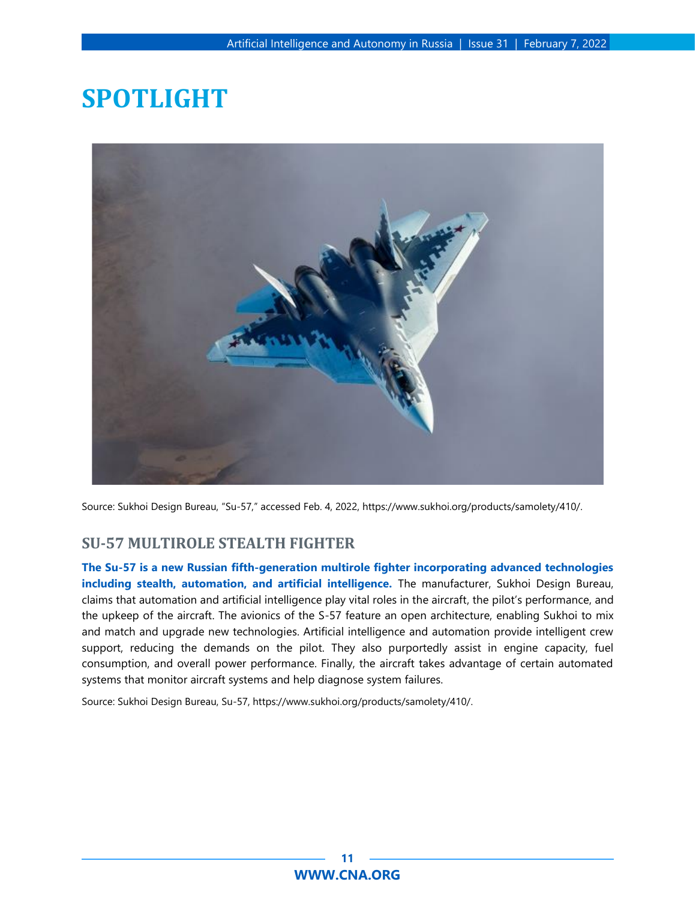# SPOTLIGHT

Source: Sukhoi Design Bureau, "Su-57," accessed Feb. 4, 2022, https://www.sukhoi.org/products/samolety/410/.

## SU-57 MULTIROLE STEALTH FIGHTER

**The Su-57 is a new Russian fifth-generation multirole fighter incorporating advanced technologies including stealth, automation, and artificial intelligence.** The manufacturer, Sukhoi Design Bureau, claims that automation and artificial intelligence play vital roles in the aircraft, the pilot's performance, and the upkeep of the aircraft. The avionics of the S-57 feature an open architecture, enabling Sukhoi to mix and match and upgrade new technologies. Artificial intelligence and automation provide intelligent crew support, reducing the demands on the pilot. They also purportedly assist in engine capacity, fuel consumption, and overall power performance. Finally, the aircraft takes advantage of certain automated systems that monitor aircraft systems and help diagnose system failures.

Source: Sukhoi Design Bureau, Su-57, https://www.sukhoi.org/products/samolety/410/.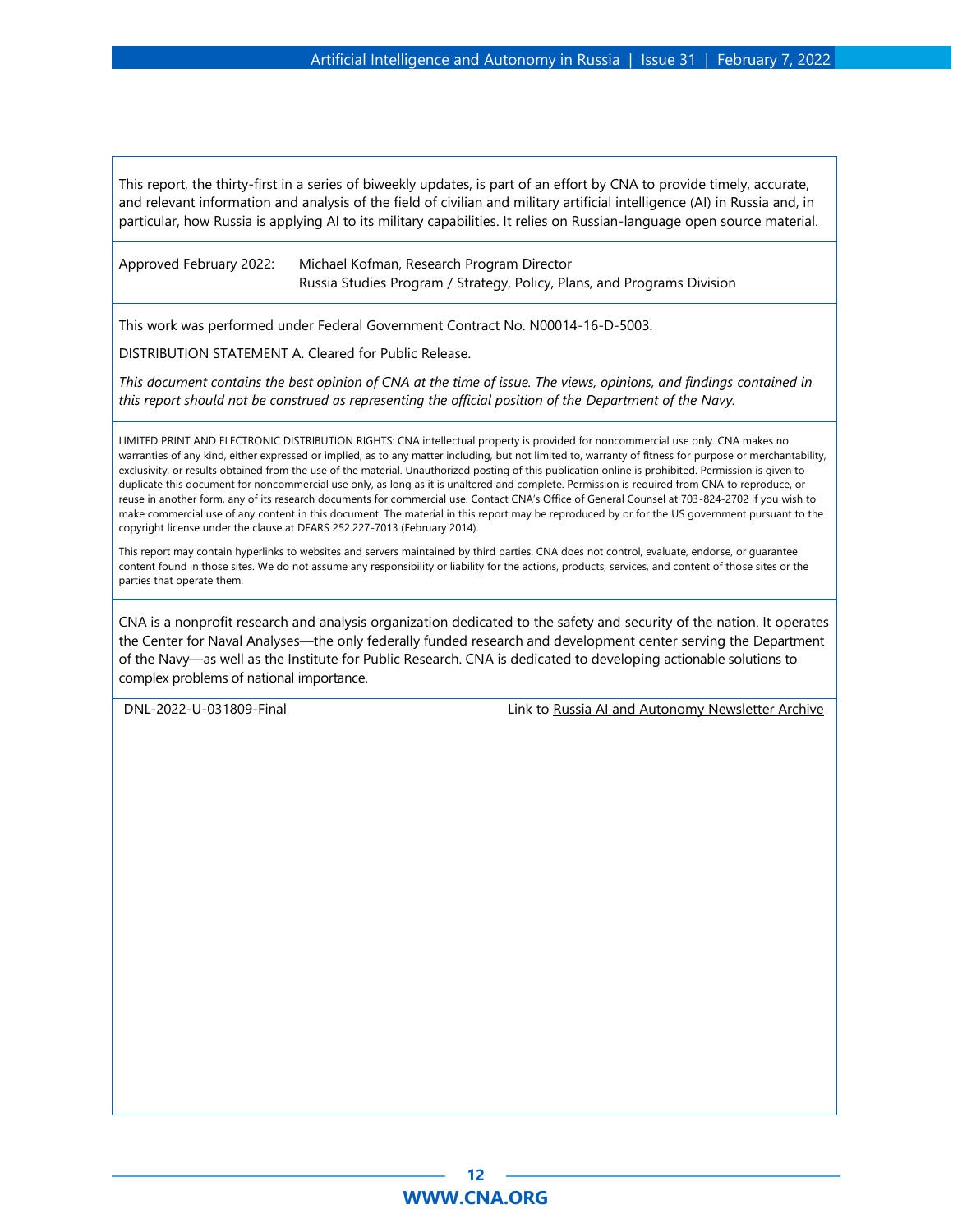This report, the thirty-first in a series of biweekly updates, is part of an effort by CNA to provide timely, accurate, and relevant information and analysis of the field of civilian and military artificial intelligence (AI) in Russia and, in particular, how Russia is applying AI to its military capabilities. It relies on Russian-language open source material.

Approved February 2022: Michael Kofman, Research Program Director
Russia Studies Program / Strategy, Policy, Plans, and Programs Division

This work was performed under Federal Government Contract No. N00014-16-D-5003.

DISTRIBUTION STATEMENT A. Cleared for Public Release.

*This document contains the best opinion of CNA at the time of issue. The views, opinions, and findings contained in this report should not be construed as representing the official position of the Department of the Navy.*

LIMITED PRINT AND ELECTRONIC DISTRIBUTION RIGHTS: CNA intellectual property is provided for noncommercial use only. CNA makes no warranties of any kind, either expressed or implied, as to any matter including, but not limited to, warranty of fitness for purpose or merchantability, exclusivity, or results obtained from the use of the material. Unauthorized posting of this publication online is prohibited. Permission is given to duplicate this document for noncommercial use only, as long as it is unaltered and complete. Permission is required from CNA to reproduce, or reuse in another form, any of its research documents for commercial use. Contact CNA's Office of General Counsel at 703-824-2702 if you wish to make commercial use of any content in this document. The material in this report may be reproduced by or for the US government pursuant to the copyright license under the clause at DFARS 252.227-7013 (February 2014).

This report may contain hyperlinks to websites and servers maintained by third parties. CNA does not control, evaluate, endorse, or guarantee content found in those sites. We do not assume any responsibility or liability for the actions, products, services, and content of those sites or the parties that operate them.

CNA is a nonprofit research and analysis organization dedicated to the safety and security of the nation. It operates the Center for Naval Analyses—the only federally funded research and development center serving the Department of the Navy—as well as the Institute for Public Research. CNA is dedicated to developing actionable solutions to complex problems of national importance.

DNL-2022-U-031809-Final

Link to Russia AI and Autonomy Newsletter Archive